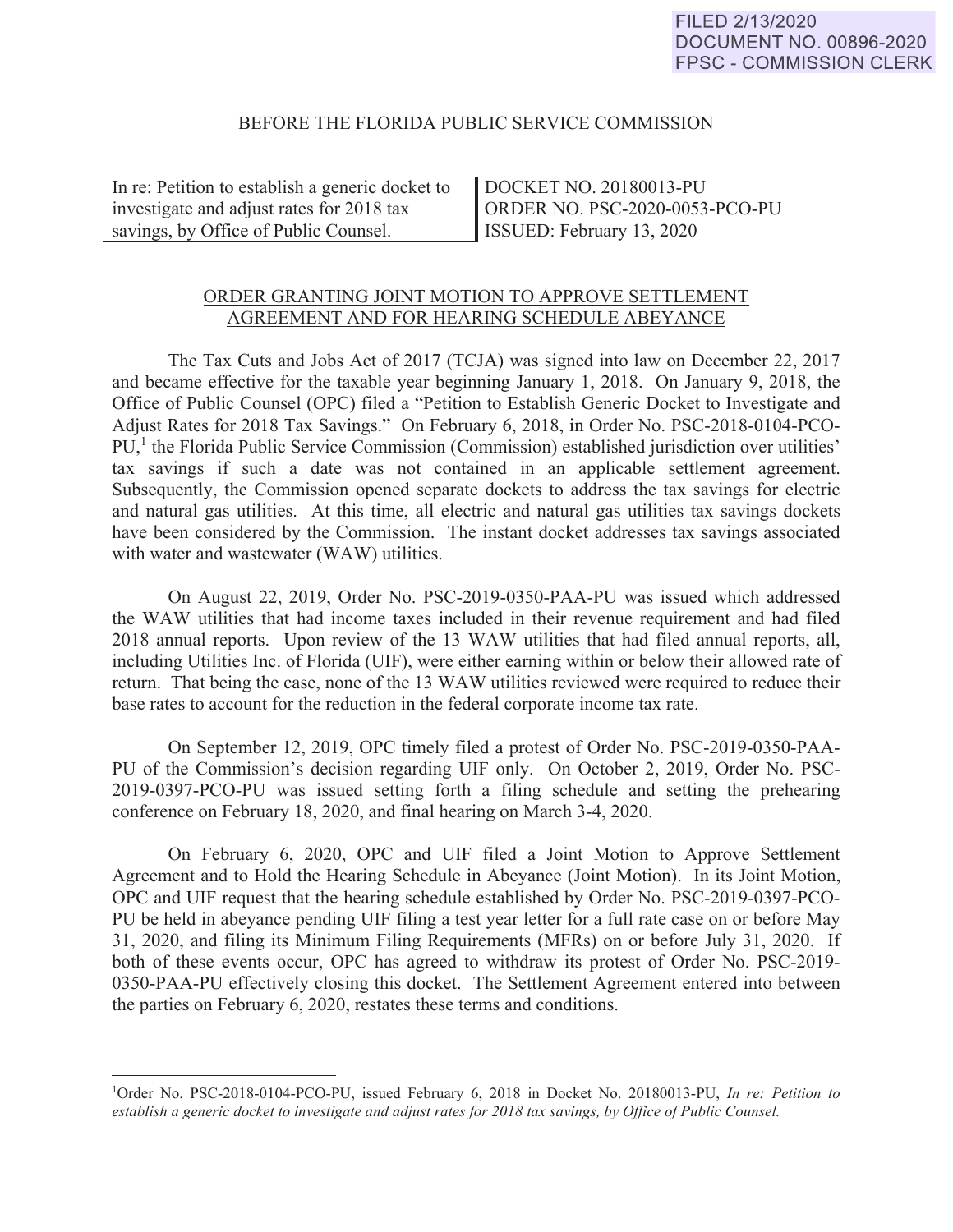FILED 2/13/2020
DOCUMENT NO. 00896-2020
FPSC - COMMISSION CLERK

BEFORE THE FLORIDA PUBLIC SERVICE COMMISSION

| In re: Petition to establish a generic docket to investigate and adjust rates for 2018 tax savings, by Office of Public Counsel. | DOCKET NO. 20180013-PU<br>ORDER NO. PSC-2020-0053-PCO-PU<br>ISSUED: February 13, 2020 |
|---|---|

## ORDER GRANTING JOINT MOTION TO APPROVE SETTLEMENT AGREEMENT AND FOR HEARING SCHEDULE ABEYANCE

The Tax Cuts and Jobs Act of 2017 (TCJA) was signed into law on December 22, 2017 and became effective for the taxable year beginning January 1, 2018. On January 9, 2018, the Office of Public Counsel (OPC) filed a "Petition to Establish Generic Docket to Investigate and Adjust Rates for 2018 Tax Savings." On February 6, 2018, in Order No. PSC-2018-0104-PCO-PU,[1] the Florida Public Service Commission (Commission) established jurisdiction over utilities' tax savings if such a date was not contained in an applicable settlement agreement. Subsequently, the Commission opened separate dockets to address the tax savings for electric and natural gas utilities. At this time, all electric and natural gas utilities tax savings dockets have been considered by the Commission. The instant docket addresses tax savings associated with water and wastewater (WAW) utilities.

On August 22, 2019, Order No. PSC-2019-0350-PAA-PU was issued which addressed the WAW utilities that had income taxes included in their revenue requirement and had filed 2018 annual reports. Upon review of the 13 WAW utilities that had filed annual reports, all, including Utilities Inc. of Florida (UIF), were either earning within or below their allowed rate of return. That being the case, none of the 13 WAW utilities reviewed were required to reduce their base rates to account for the reduction in the federal corporate income tax rate.

On September 12, 2019, OPC timely filed a protest of Order No. PSC-2019-0350-PAA-PU of the Commission's decision regarding UIF only. On October 2, 2019, Order No. PSC-2019-0397-PCO-PU was issued setting forth a filing schedule and setting the prehearing conference on February 18, 2020, and final hearing on March 3-4, 2020.

On February 6, 2020, OPC and UIF filed a Joint Motion to Approve Settlement Agreement and to Hold the Hearing Schedule in Abeyance (Joint Motion). In its Joint Motion, OPC and UIF request that the hearing schedule established by Order No. PSC-2019-0397-PCO-PU be held in abeyance pending UIF filing a test year letter for a full rate case on or before May 31, 2020, and filing its Minimum Filing Requirements (MFRs) on or before July 31, 2020. If both of these events occur, OPC has agreed to withdraw its protest of Order No. PSC-2019-0350-PAA-PU effectively closing this docket. The Settlement Agreement entered into between the parties on February 6, 2020, restates these terms and conditions.

---

[1]Order No. PSC-2018-0104-PCO-PU, issued February 6, 2018 in Docket No. 20180013-PU, *In re: Petition to establish a generic docket to investigate and adjust rates for 2018 tax savings, by Office of Public Counsel.*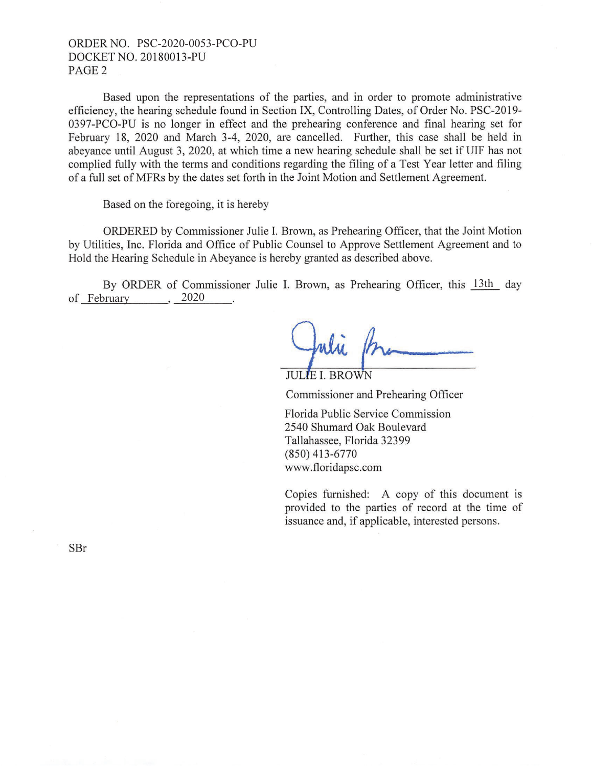Based upon the representations of the parties, and in order to promote administrative efficiency, the hearing schedule found in Section IX, Controlling Dates, of Order No. PSC-2019-0397-PCO-PU is no longer in effect and the prehearing conference and final hearing set for February 18, 2020 and March 3-4, 2020, are cancelled. Further, this case shall be held in abeyance until August 3, 2020, at which time a new hearing schedule shall be set if UIF has not complied fully with the terms and conditions regarding the filing of a Test Year letter and filing of a full set of MFRs by the dates set forth in the Joint Motion and Settlement Agreement.

Based on the foregoing, it is hereby

ORDERED by Commissioner Julie I. Brown, as Prehearing Officer, that the Joint Motion by Utilities, Inc. Florida and Office of Public Counsel to Approve Settlement Agreement and to Hold the Hearing Schedule in Abeyance is hereby granted as described above.

By ORDER of Commissioner Julie I. Brown, as Prehearing Officer, this 13th day of February, 2020.

JULIE I. BROWN
Commissioner and Prehearing Officer
Florida Public Service Commission
2540 Shumard Oak Boulevard
Tallahassee, Florida 32399
(850) 413-6770
www.floridapsc.com

Copies furnished: A copy of this document is provided to the parties of record at the time of issuance and, if applicable, interested persons.

SBr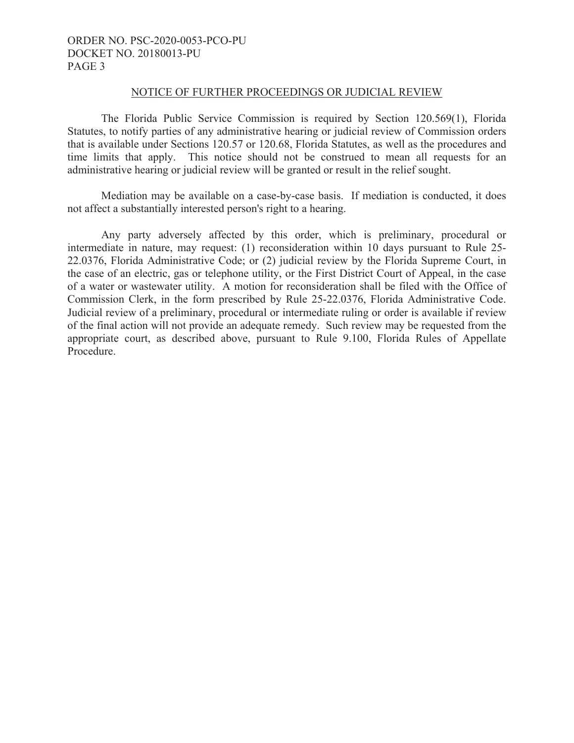## NOTICE OF FURTHER PROCEEDINGS OR JUDICIAL REVIEW

The Florida Public Service Commission is required by Section 120.569(1), Florida Statutes, to notify parties of any administrative hearing or judicial review of Commission orders that is available under Sections 120.57 or 120.68, Florida Statutes, as well as the procedures and time limits that apply. This notice should not be construed to mean all requests for an administrative hearing or judicial review will be granted or result in the relief sought.

Mediation may be available on a case-by-case basis. If mediation is conducted, it does not affect a substantially interested person's right to a hearing.

Any party adversely affected by this order, which is preliminary, procedural or intermediate in nature, may request: (1) reconsideration within 10 days pursuant to Rule 25-22.0376, Florida Administrative Code; or (2) judicial review by the Florida Supreme Court, in the case of an electric, gas or telephone utility, or the First District Court of Appeal, in the case of a water or wastewater utility. A motion for reconsideration shall be filed with the Office of Commission Clerk, in the form prescribed by Rule 25-22.0376, Florida Administrative Code. Judicial review of a preliminary, procedural or intermediate ruling or order is available if review of the final action will not provide an adequate remedy. Such review may be requested from the appropriate court, as described above, pursuant to Rule 9.100, Florida Rules of Appellate Procedure.